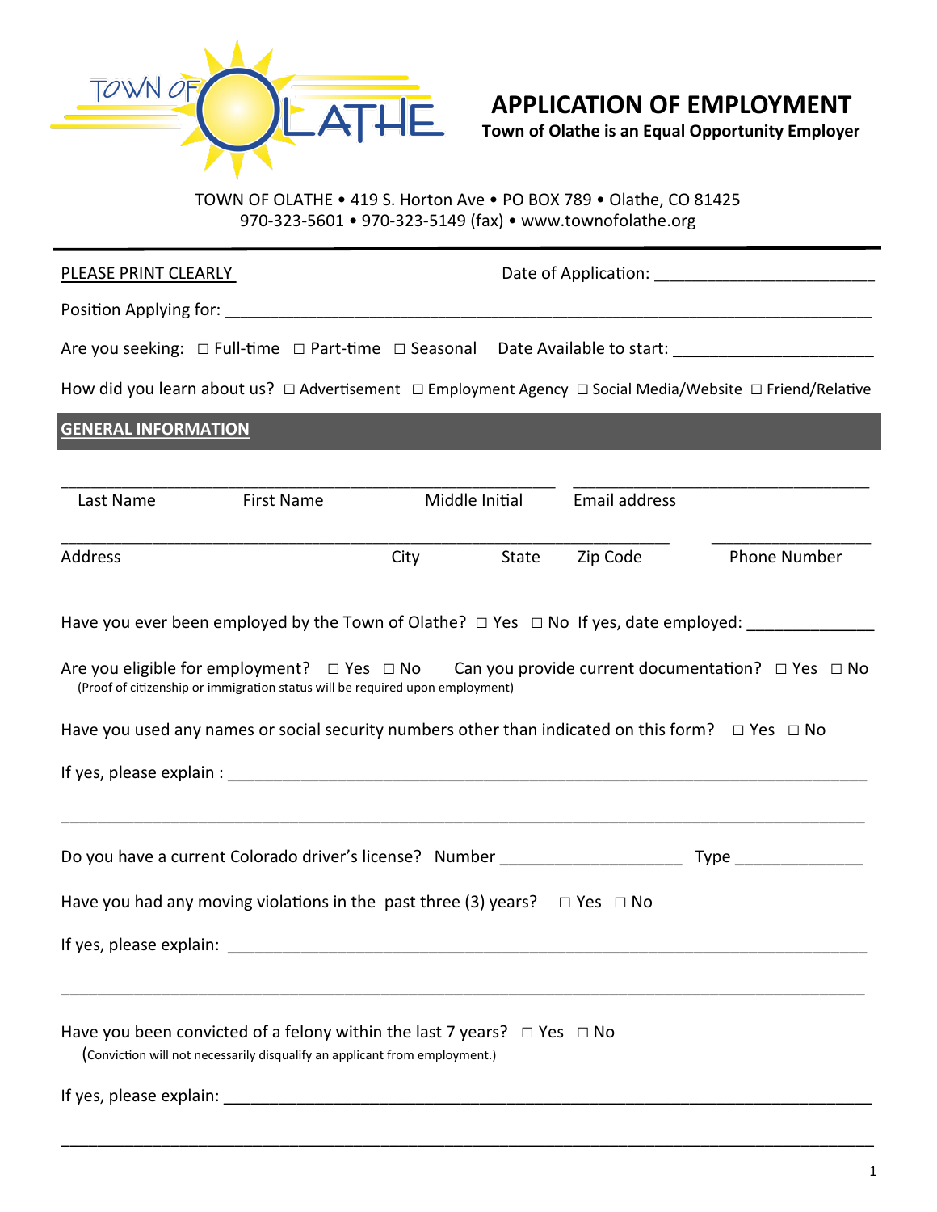TOWN OF OLATHE

# APPLICATION OF EMPLOYMENT

**Town of Olathe is an Equal Opportunity Employer**

TOWN OF OLATHE • 419 S. Horton Ave • PO BOX 789 • Olathe, CO 81425
970-323-5601 • 970-323-5149 (fax) • www.townofolathe.org

---

PLEASE PRINT CLEARLY     Date of Application: ________________________

Position Applying for: ______________________________________________________________________

Are you seeking: ☐ Full-time ☐ Part-time ☐ Seasonal   Date Available to start: _____________________

How did you learn about us? ☐ Advertisement ☐ Employment Agency ☐ Social Media/Website ☐ Friend/Relative

## GENERAL INFORMATION

_______________________________________________________   _________________________________

Last Name     First Name     Middle Initial     Email address

_______________________________________________________________________   _________________

Address     City     State     Zip Code     Phone Number

Have you ever been employed by the Town of Olathe? ☐ Yes ☐ No If yes, date employed: _____________

Are you eligible for employment? ☐ Yes ☐ No     Can you provide current documentation? ☐ Yes ☐ No
(Proof of citizenship or immigration status will be required upon employment)

Have you used any names or social security numbers other than indicated on this form? ☐ Yes ☐ No

If yes, please explain : _________________________________________________________________________

_______________________________________________________________________________________

Do you have a current Colorado driver's license? Number ____________________ Type ______________

Have you had any moving violations in the past three (3) years? ☐ Yes ☐ No

If yes, please explain: __________________________________________________________________________

_______________________________________________________________________________________

Have you been convicted of a felony within the last 7 years? ☐ Yes ☐ No
(Conviction will not necessarily disqualify an applicant from employment.)

If yes, please explain: __________________________________________________________________________

_______________________________________________________________________________________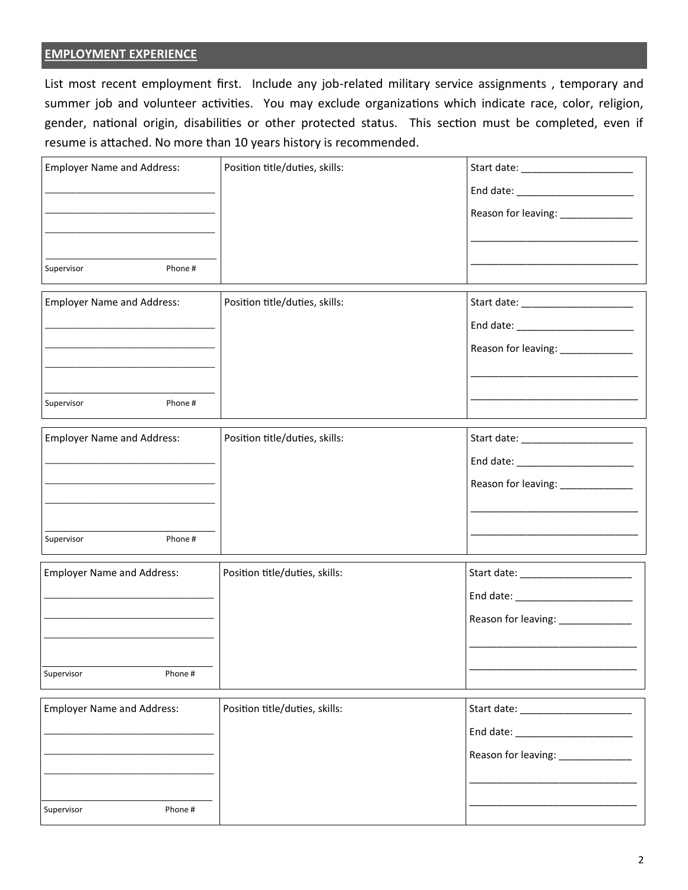## EMPLOYMENT EXPERIENCE

List most recent employment first. Include any job-related military service assignments , temporary and summer job and volunteer activities. You may exclude organizations which indicate race, color, religion, gender, national origin, disabilities or other protected status. This section must be completed, even if resume is attached. No more than 10 years history is recommended.

| Employer Name and Address: | Position title/duties, skills: | Start date: ____________________ |
|---|---|---|
| ______________________________ | | End date: _____________________ |
| ______________________________ | | Reason for leaving: _____________ |
| ______________________________ | | ______________________________ |
| Supervisor Phone # | | ______________________________ |

| Employer Name and Address: | Position title/duties, skills: | Start date: ____________________ |
|---|---|---|
| ______________________________ | | End date: _____________________ |
| ______________________________ | | Reason for leaving: _____________ |
| ______________________________ | | ______________________________ |
| Supervisor Phone # | | ______________________________ |

| Employer Name and Address: | Position title/duties, skills: | Start date: ____________________ |
|---|---|---|
| ______________________________ | | End date: _____________________ |
| ______________________________ | | Reason for leaving: _____________ |
| ______________________________ | | ______________________________ |
| Supervisor Phone # | | ______________________________ |

| Employer Name and Address: | Position title/duties, skills: | Start date: ____________________ |
|---|---|---|
| ______________________________ | | End date: _____________________ |
| ______________________________ | | Reason for leaving: _____________ |
| ______________________________ | | ______________________________ |
| Supervisor Phone # | | ______________________________ |

| Employer Name and Address: | Position title/duties, skills: | Start date: ____________________ |
|---|---|---|
| ______________________________ | | End date: _____________________ |
| ______________________________ | | Reason for leaving: _____________ |
| ______________________________ | | ______________________________ |
| Supervisor Phone # | | ______________________________ |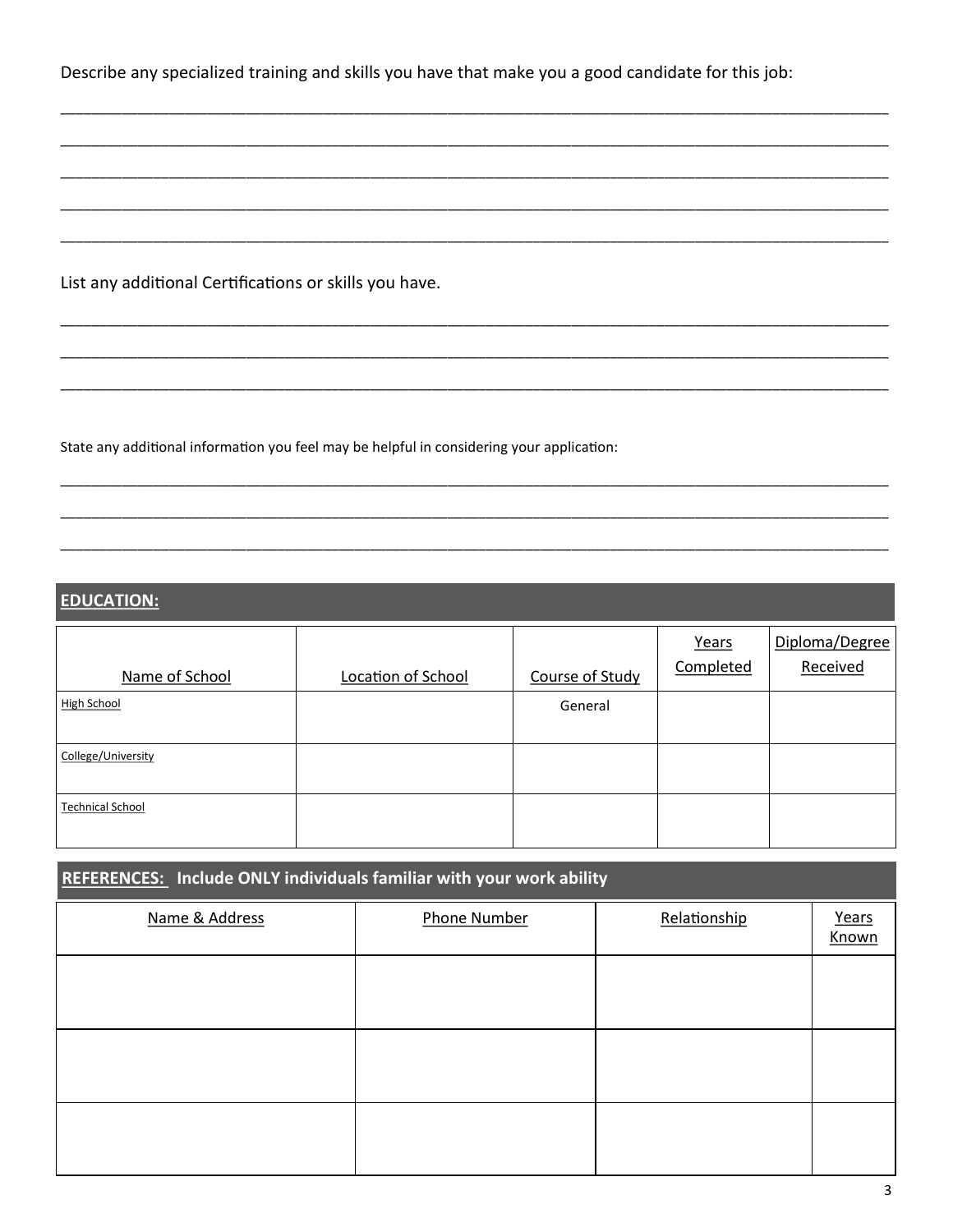Describe any specialized training and skills you have that make you a good candidate for this job:

_______________________________________________________________________________________________

_______________________________________________________________________________________________

_______________________________________________________________________________________________

_______________________________________________________________________________________________

_______________________________________________________________________________________________

List any additional Certifications or skills you have.

_______________________________________________________________________________________________

_______________________________________________________________________________________________

_______________________________________________________________________________________________

State any additional information you feel may be helpful in considering your application:

_______________________________________________________________________________________________

_______________________________________________________________________________________________

_______________________________________________________________________________________________

## EDUCATION:

| Name of School | Location of School | Course of Study | Years Completed | Diploma/Degree Received |
|---|---|---|---|---|
| High School | | General | | |
| College/University | | | | |
| Technical School | | | | |

## REFERENCES: Include ONLY individuals familiar with your work ability

| Name & Address | Phone Number | Relationship | Years Known |
|---|---|---|---|
| | | | |
| | | | |
| | | | |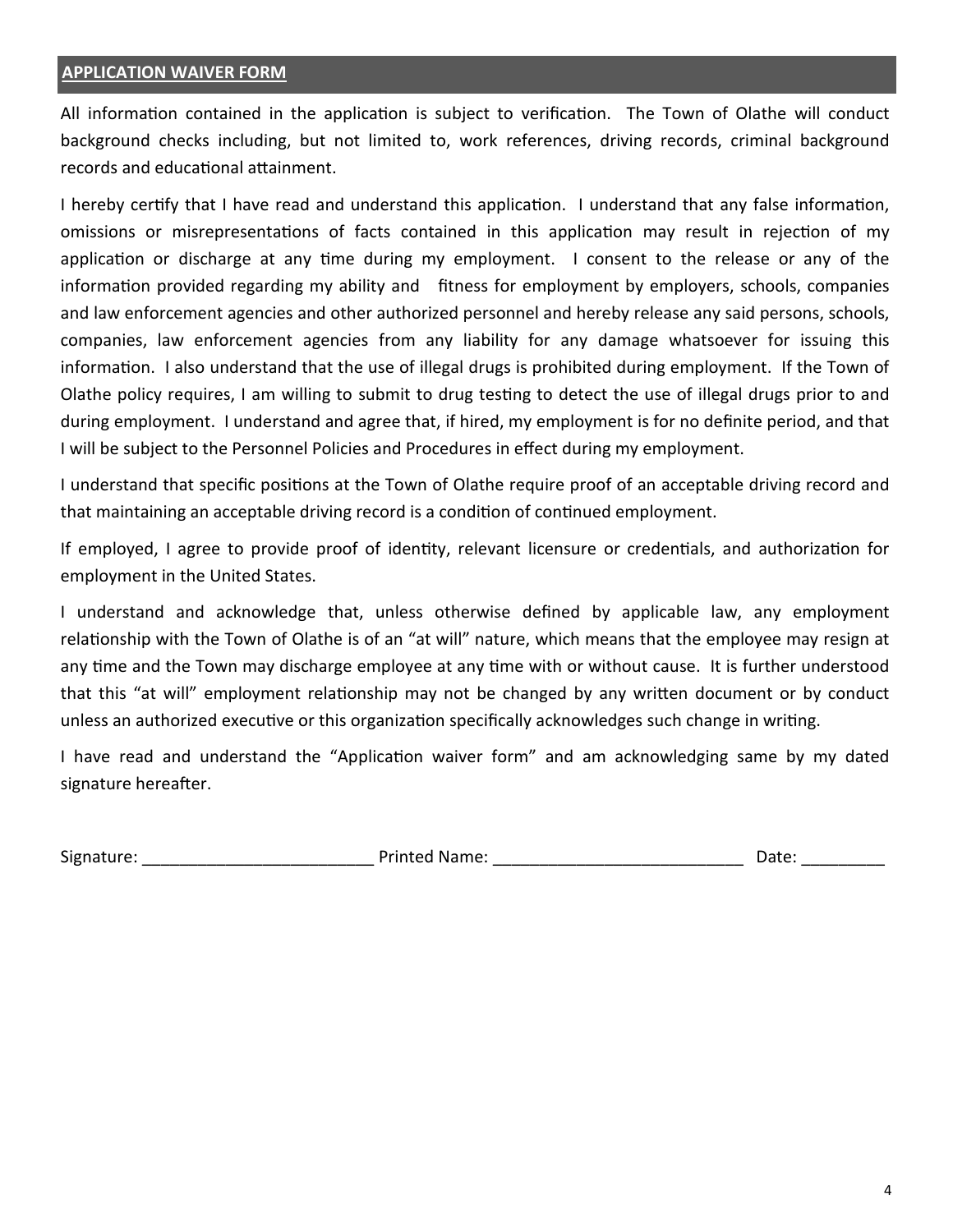## APPLICATION WAIVER FORM

All information contained in the application is subject to verification. The Town of Olathe will conduct background checks including, but not limited to, work references, driving records, criminal background records and educational attainment.

I hereby certify that I have read and understand this application. I understand that any false information, omissions or misrepresentations of facts contained in this application may result in rejection of my application or discharge at any time during my employment. I consent to the release or any of the information provided regarding my ability and fitness for employment by employers, schools, companies and law enforcement agencies and other authorized personnel and hereby release any said persons, schools, companies, law enforcement agencies from any liability for any damage whatsoever for issuing this information. I also understand that the use of illegal drugs is prohibited during employment. If the Town of Olathe policy requires, I am willing to submit to drug testing to detect the use of illegal drugs prior to and during employment. I understand and agree that, if hired, my employment is for no definite period, and that I will be subject to the Personnel Policies and Procedures in effect during my employment.

I understand that specific positions at the Town of Olathe require proof of an acceptable driving record and that maintaining an acceptable driving record is a condition of continued employment.

If employed, I agree to provide proof of identity, relevant licensure or credentials, and authorization for employment in the United States.

I understand and acknowledge that, unless otherwise defined by applicable law, any employment relationship with the Town of Olathe is of an "at will" nature, which means that the employee may resign at any time and the Town may discharge employee at any time with or without cause. It is further understood that this "at will" employment relationship may not be changed by any written document or by conduct unless an authorized executive or this organization specifically acknowledges such change in writing.

I have read and understand the "Application waiver form" and am acknowledging same by my dated signature hereafter.

Signature: _________________________ Printed Name: ___________________________ Date: _________